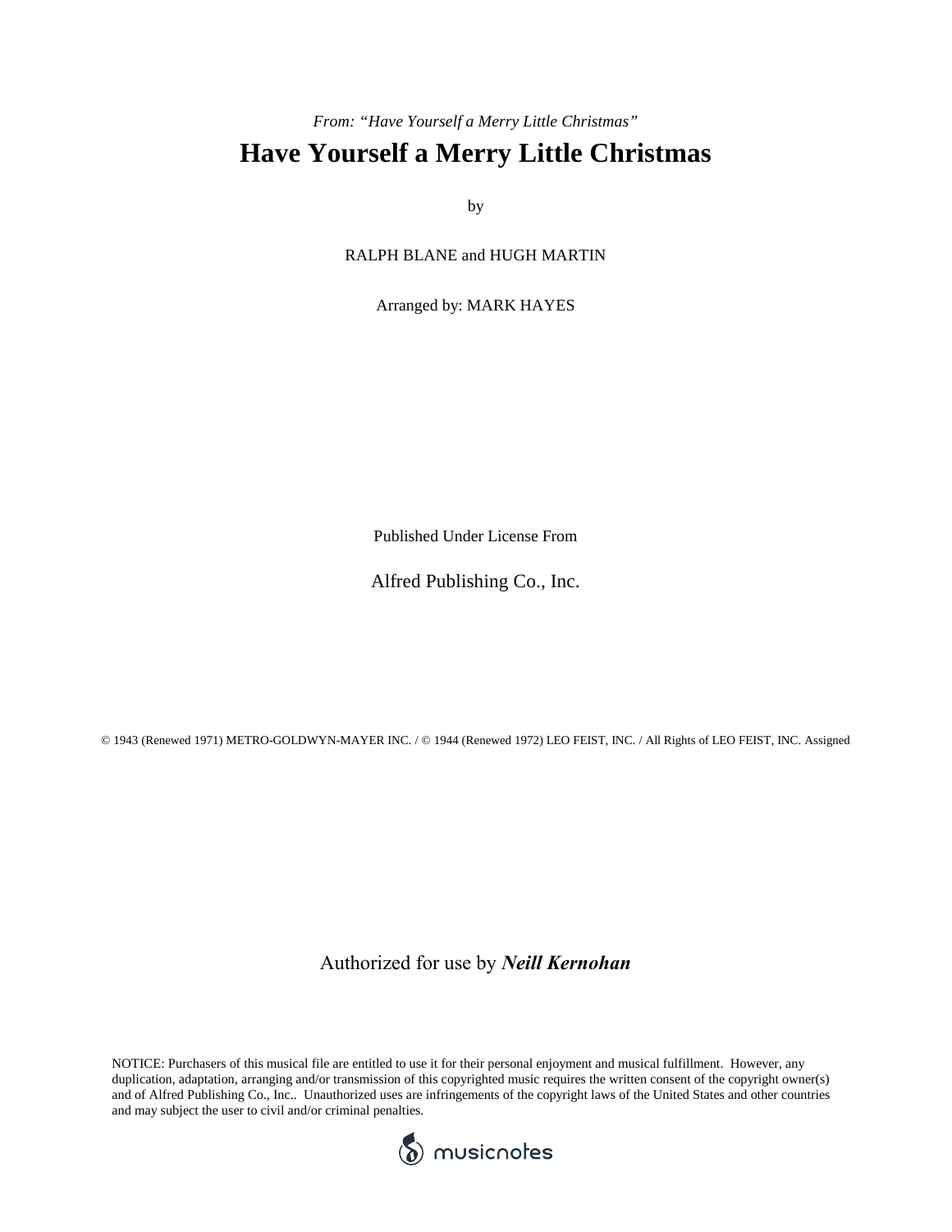*From: "Have Yourself a Merry Little Christmas"*

# Have Yourself a Merry Little Christmas

by

RALPH BLANE and HUGH MARTIN

Arranged by: MARK HAYES

Published Under License From

Alfred Publishing Co., Inc.

© 1943 (Renewed 1971) METRO-GOLDWYN-MAYER INC. / © 1944 (Renewed 1972) LEO FEIST, INC. / All Rights of LEO FEIST, INC. Assigned

Authorized for use by ***Neill Kernohan***

NOTICE: Purchasers of this musical file are entitled to use it for their personal enjoyment and musical fulfillment. However, any duplication, adaptation, arranging and/or transmission of this copyrighted music requires the written consent of the copyright owner(s) and of Alfred Publishing Co., Inc.. Unauthorized uses are infringements of the copyright laws of the United States and other countries and may subject the user to civil and/or criminal penalties.

musicnotes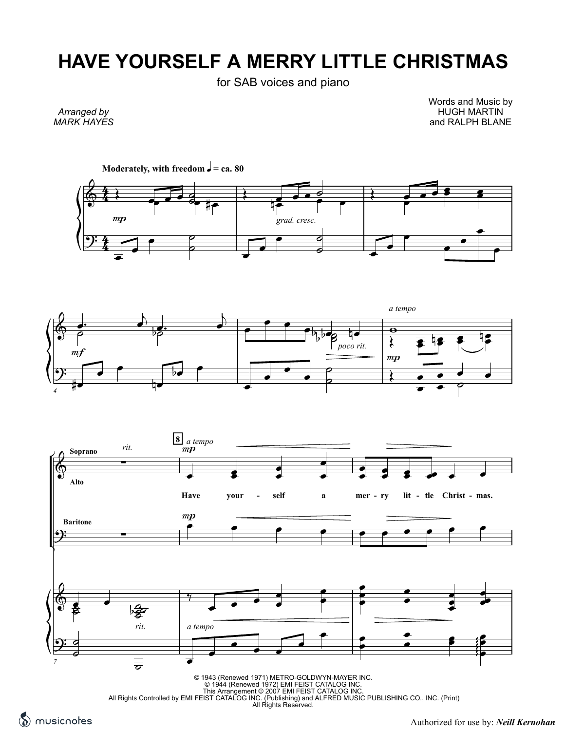# HAVE YOURSELF A MERRY LITTLE CHRISTMAS

for SAB voices and piano

*Arranged by*
*MARK HAYES*

Words and Music by
HUGH MARTIN
and RALPH BLANE

© 1943 (Renewed 1971) METRO-GOLDWYN-MAYER INC.
© 1944 (Renewed 1972) EMI FEIST CATALOG INC.
This Arrangement © 2007 EMI FEIST CATALOG INC.
All Rights Controlled by EMI FEIST CATALOG INC. (Publishing) and ALFRED MUSIC PUBLISHING CO., INC. (Print)
All Rights Reserved.

Authorized for use by: *Neill Kernohan*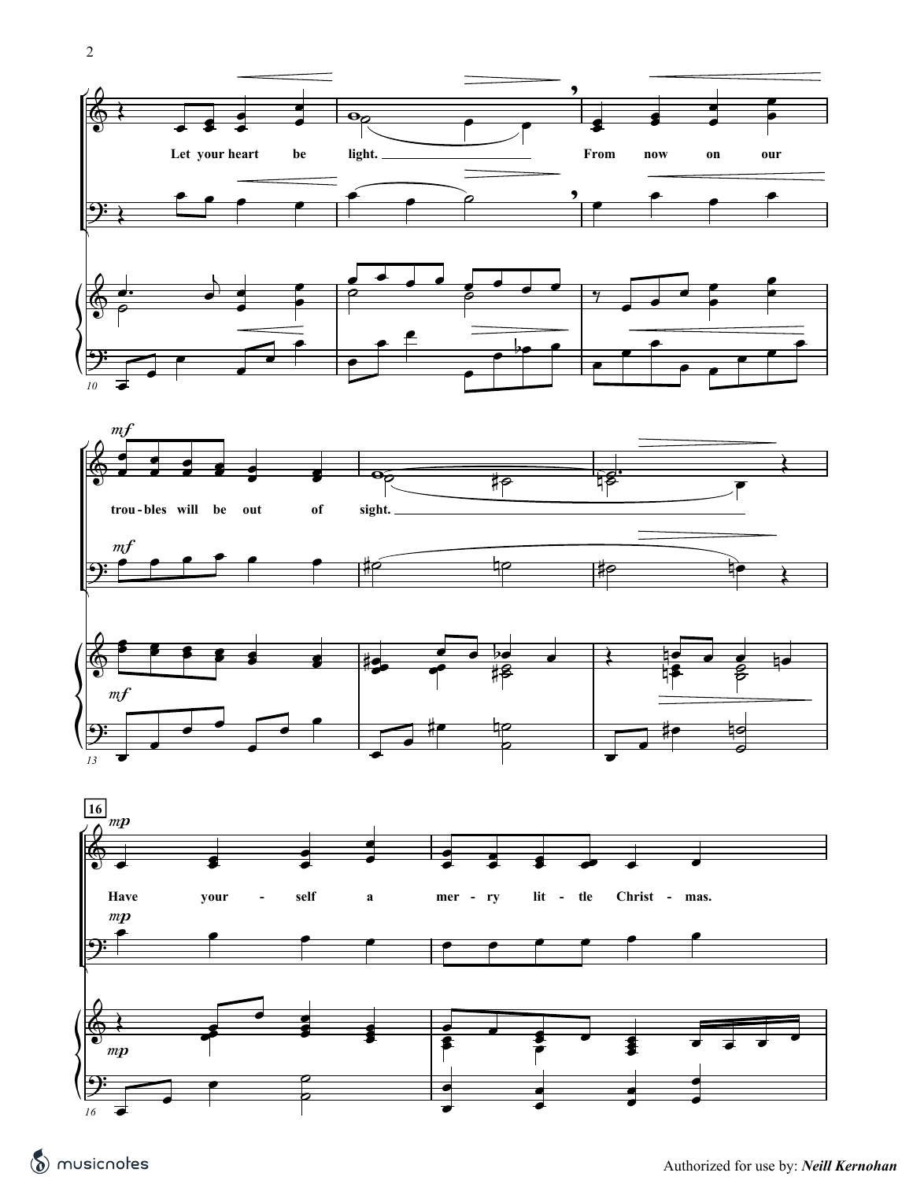Let your heart be light. From now on our

*mf*

trou - bles will be out of sight.

**16**

*mp*

Have your - self a mer - ry lit - tle Christ - mas.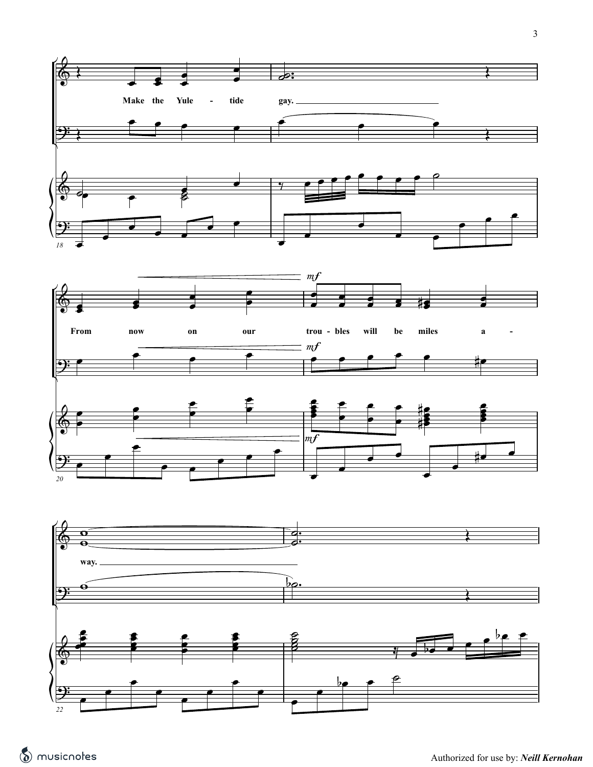Make the Yule - tide gay.

From now on our trou - bles will be miles a - way.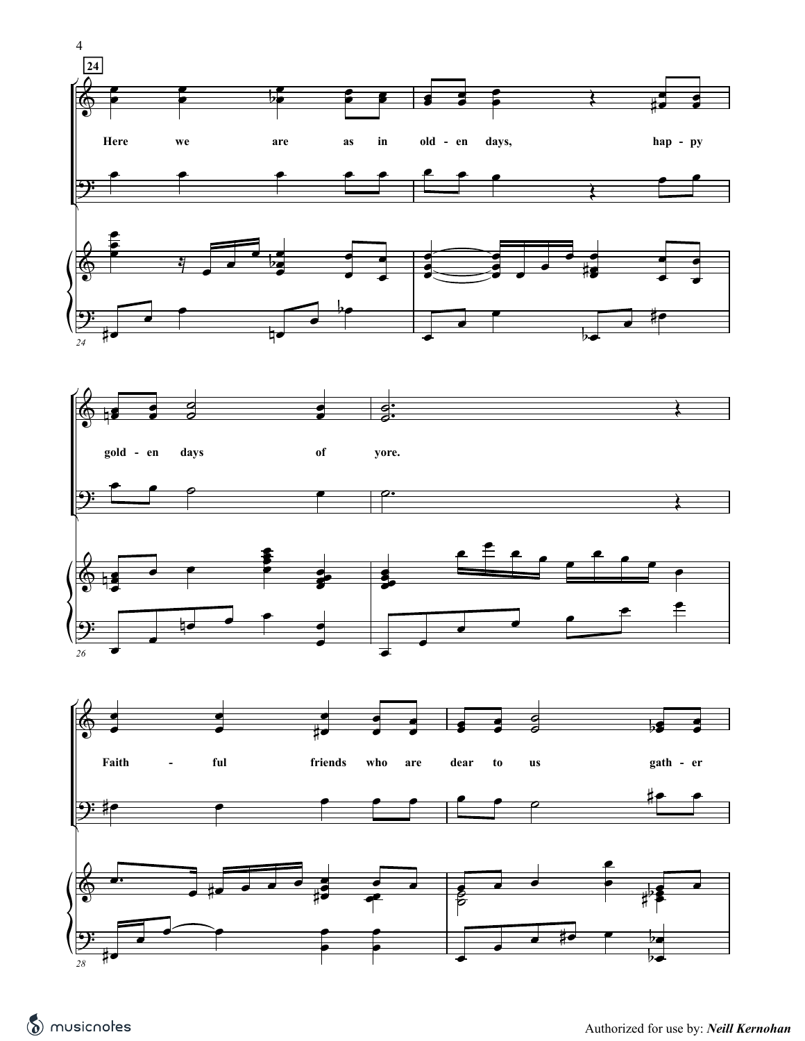Here we are as in old - en days, hap - py

gold - en days of yore.

Faith - ful friends who are dear to us gath - er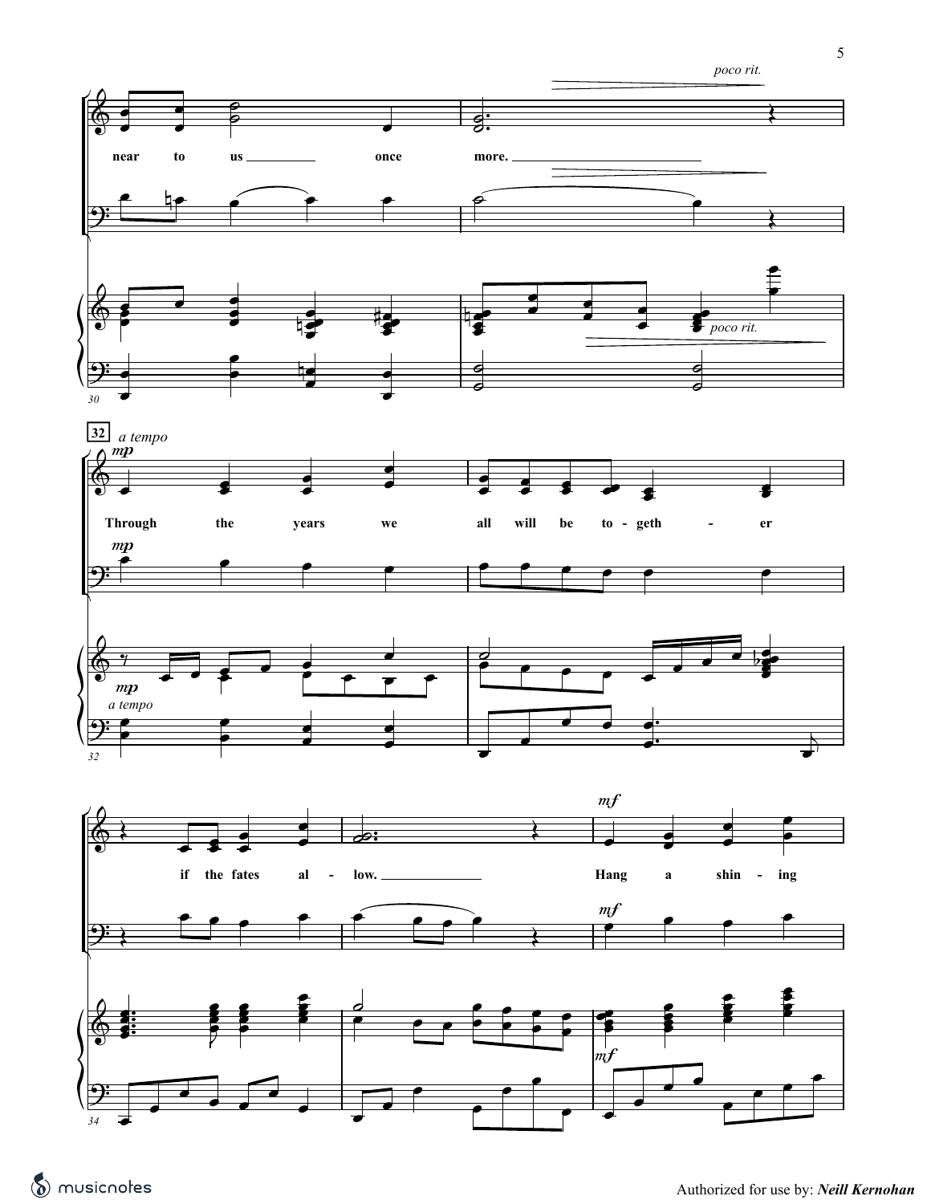*poco rit.*

near to us \_\_\_\_\_ once more. \_\_\_\_\_

**32** *a tempo*

*mp*

Through the years we all will be to - geth - er

if the fates al - low. \_\_\_\_\_

*mf*

Hang a shin - ing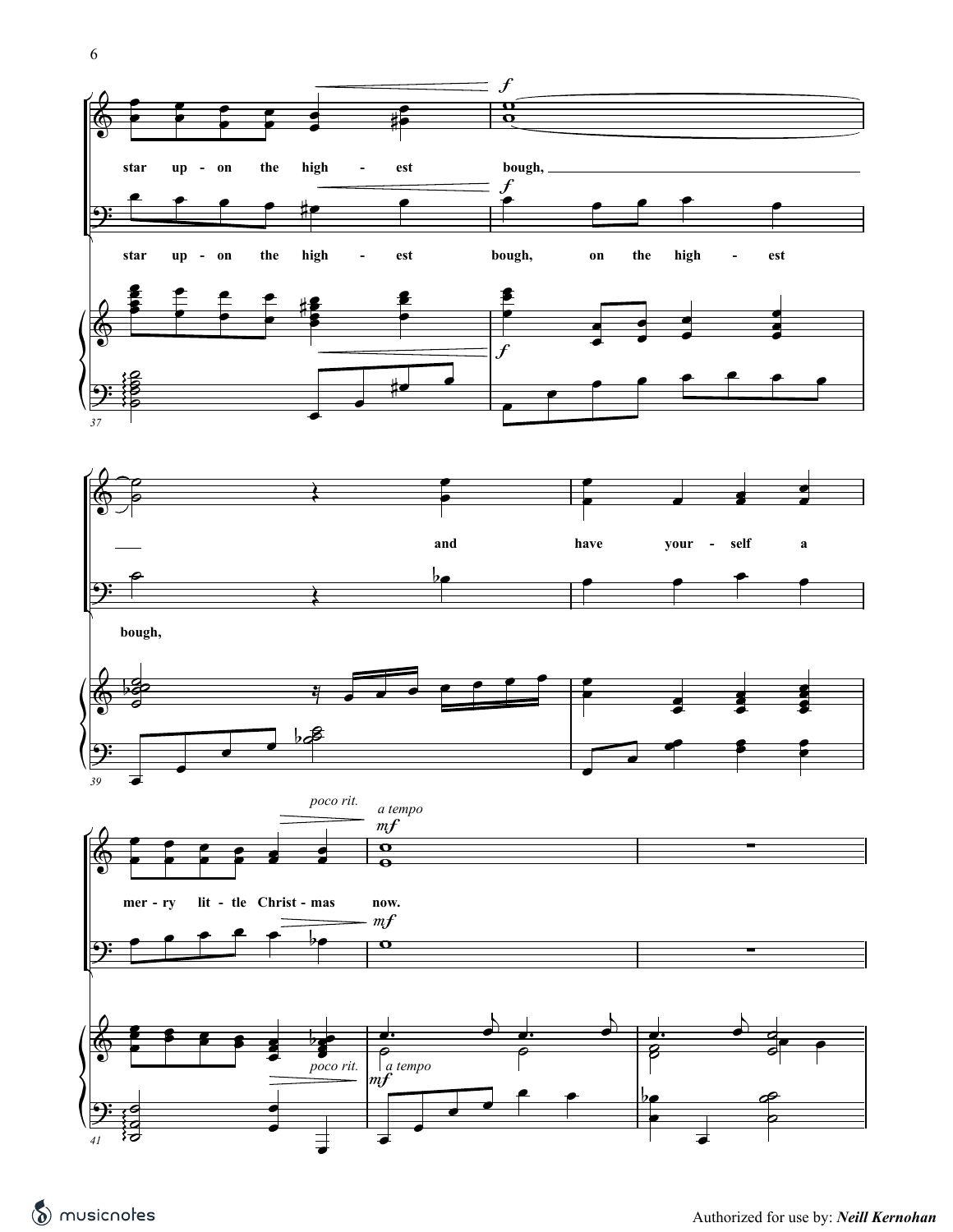star up - on the high - est bough, ___

star up - on the high - est bough, on the high - est bough,

*f*

and have your - self a mer - ry lit - tle Christ - mas now.

*poco rit.* *a tempo* *mf*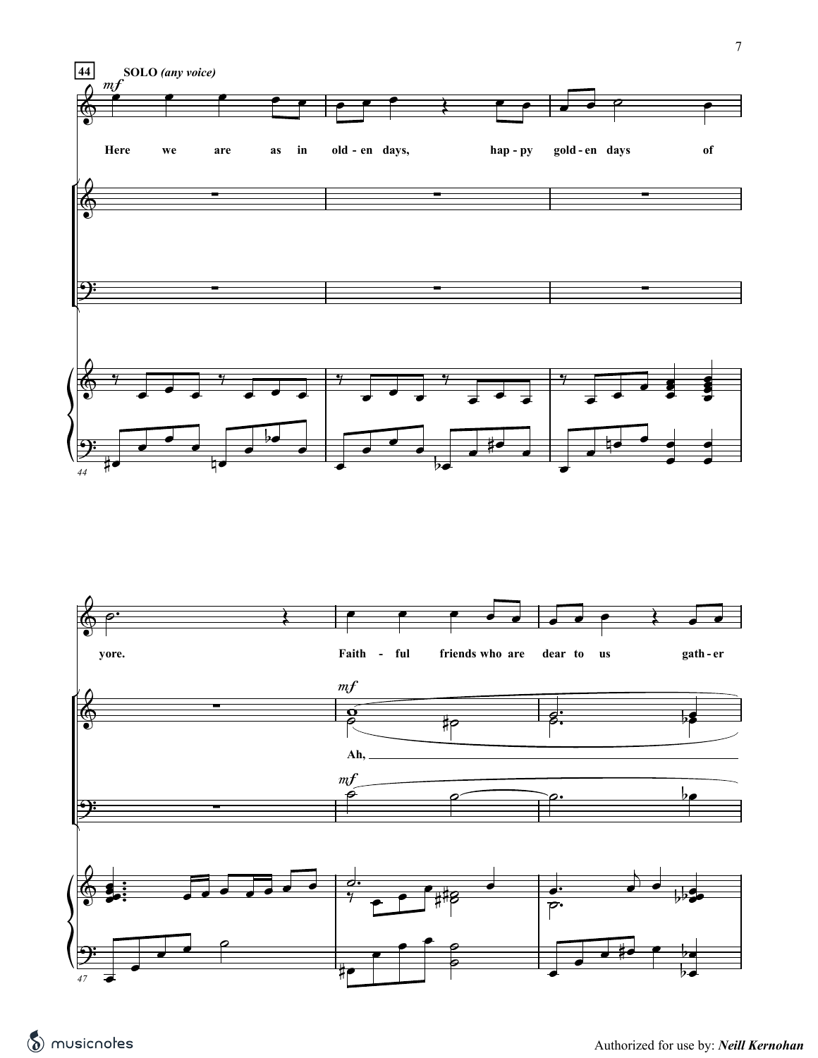**44** SOLO *(any voice)*

*mf*

Here we are as in old - en days, hap - py gold - en days of yore.

Faith - ful friends who are dear to us gath - er

*mf*

Ah,

*mf*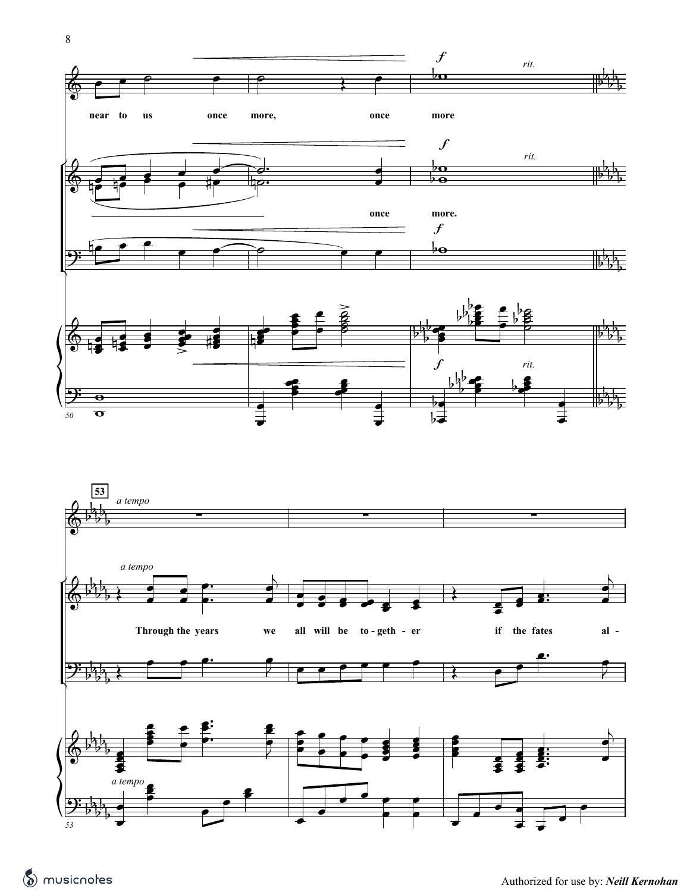*rit.*

near to us once more, once more

once more.

**53** *a tempo*

Through the years we all will be to-geth - er if the fates al -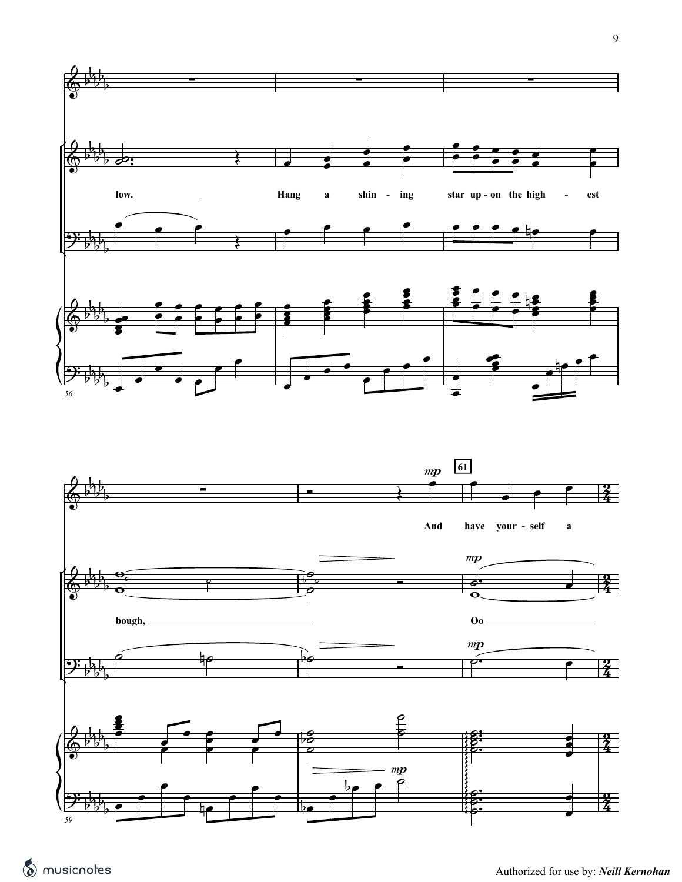low. Hang a shin - ing star up - on the high - est

bough, And have your - self a

Oo

61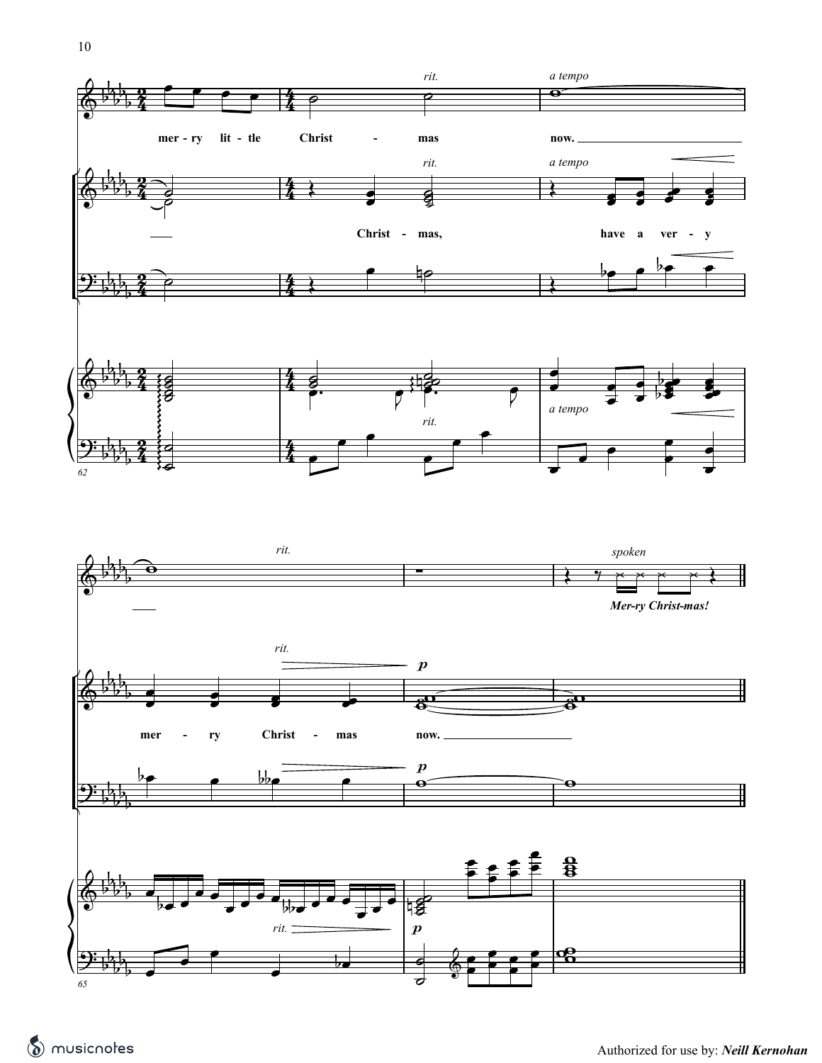*rit.* *a tempo*

mer - ry lit - tle Christ - mas now.

Christ - mas, have a ver - y

mer - ry Christ - mas now.

*spoken*

***Mer-ry Christ-mas!***